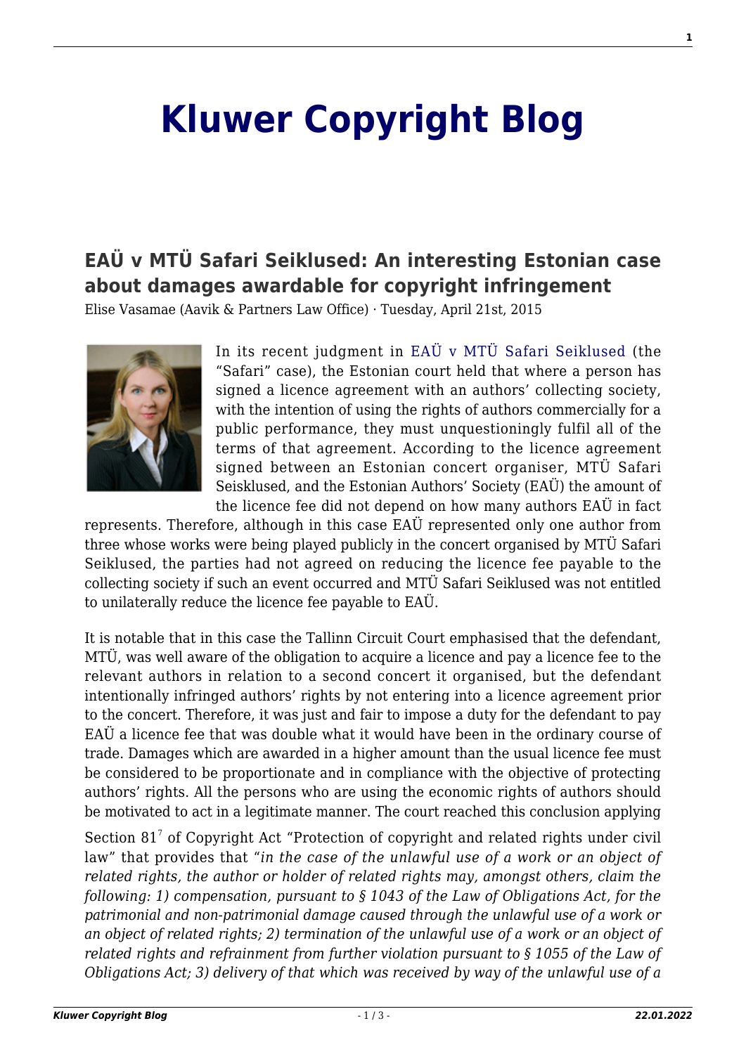# Kluwer Copyright Blog

## EAÜ v MTÜ Safari Seiklused: An interesting Estonian case about damages awardable for copyright infringement

Elise Vasamae (Aavik & Partners Law Office) · Tuesday, April 21st, 2015

In its recent judgment in EAÜ v MTÜ Safari Seiklused (the "Safari" case), the Estonian court held that where a person has signed a licence agreement with an authors' collecting society, with the intention of using the rights of authors commercially for a public performance, they must unquestioningly fulfil all of the terms of that agreement. According to the licence agreement signed between an Estonian concert organiser, MTÜ Safari Seisklused, and the Estonian Authors' Society (EAÜ) the amount of the licence fee did not depend on how many authors EAÜ in fact represents. Therefore, although in this case EAÜ represented only one author from three whose works were being played publicly in the concert organised by MTÜ Safari Seiklused, the parties had not agreed on reducing the licence fee payable to the collecting society if such an event occurred and MTÜ Safari Seiklused was not entitled to unilaterally reduce the licence fee payable to EAÜ.

It is notable that in this case the Tallinn Circuit Court emphasised that the defendant, MTÜ, was well aware of the obligation to acquire a licence and pay a licence fee to the relevant authors in relation to a second concert it organised, but the defendant intentionally infringed authors' rights by not entering into a licence agreement prior to the concert. Therefore, it was just and fair to impose a duty for the defendant to pay EAÜ a licence fee that was double what it would have been in the ordinary course of trade. Damages which are awarded in a higher amount than the usual licence fee must be considered to be proportionate and in compliance with the objective of protecting authors' rights. All the persons who are using the economic rights of authors should be motivated to act in a legitimate manner. The court reached this conclusion applying Section 81[7] of Copyright Act "Protection of copyright and related rights under civil law" that provides that "*in the case of the unlawful use of a work or an object of related rights, the author or holder of related rights may, amongst others, claim the following: 1) compensation, pursuant to § 1043 of the Law of Obligations Act, for the patrimonial and non-patrimonial damage caused through the unlawful use of a work or an object of related rights; 2) termination of the unlawful use of a work or an object of related rights and refrainment from further violation pursuant to § 1055 of the Law of Obligations Act; 3) delivery of that which was received by way of the unlawful use of a*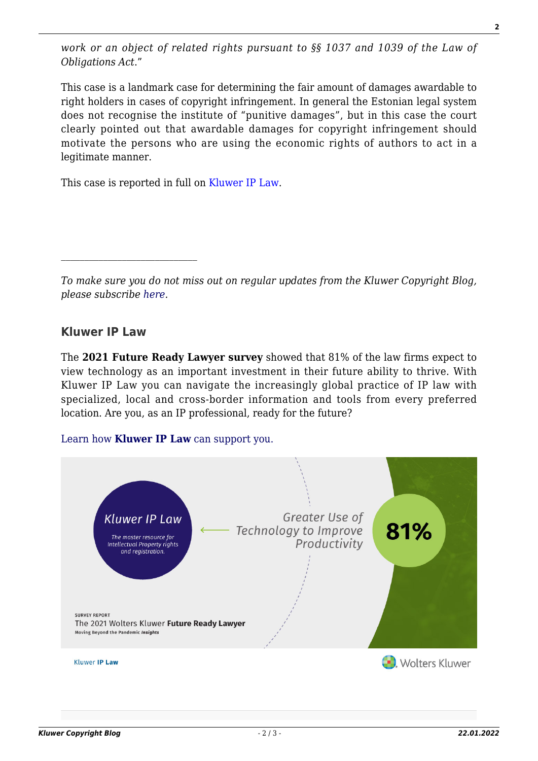*work or an object of related rights pursuant to §§ 1037 and 1039 of the Law of Obligations Act*."

This case is a landmark case for determining the fair amount of damages awardable to right holders in cases of copyright infringement. In general the Estonian legal system does not recognise the institute of "punitive damages", but in this case the court clearly pointed out that awardable damages for copyright infringement should motivate the persons who are using the economic rights of authors to act in a legitimate manner.

This case is reported in full on Kluwer IP Law.

---

*To make sure you do not miss out on regular updates from the Kluwer Copyright Blog, please subscribe here.*

### Kluwer IP Law

The **2021 Future Ready Lawyer survey** showed that 81% of the law firms expect to view technology as an important investment in their future ability to thrive. With Kluwer IP Law you can navigate the increasingly global practice of IP law with specialized, local and cross-border information and tools from every preferred location. Are you, as an IP professional, ready for the future?

Learn how **Kluwer IP Law** can support you.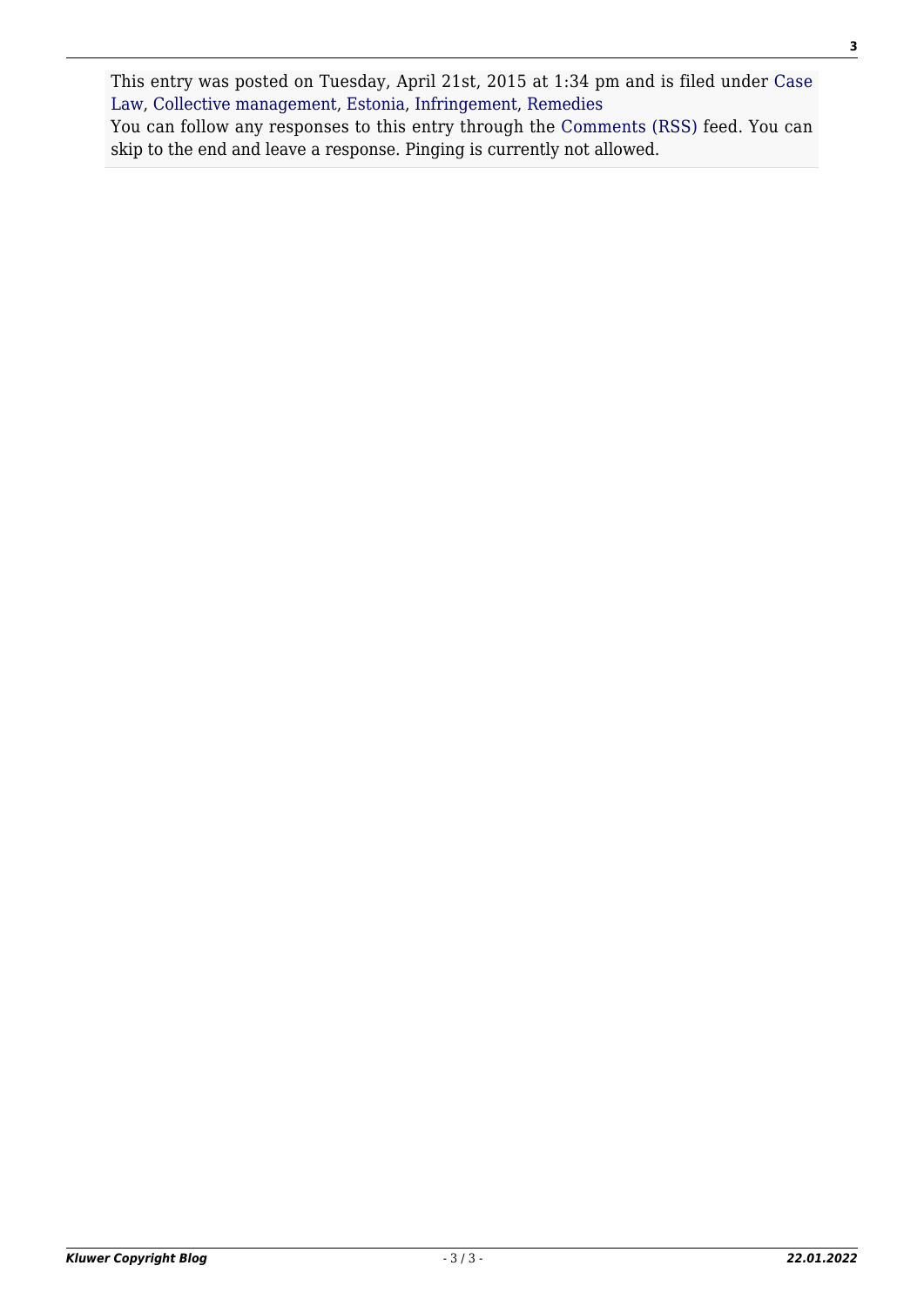This entry was posted on Tuesday, April 21st, 2015 at 1:34 pm and is filed under Case Law, Collective management, Estonia, Infringement, Remedies
You can follow any responses to this entry through the Comments (RSS) feed. You can skip to the end and leave a response. Pinging is currently not allowed.